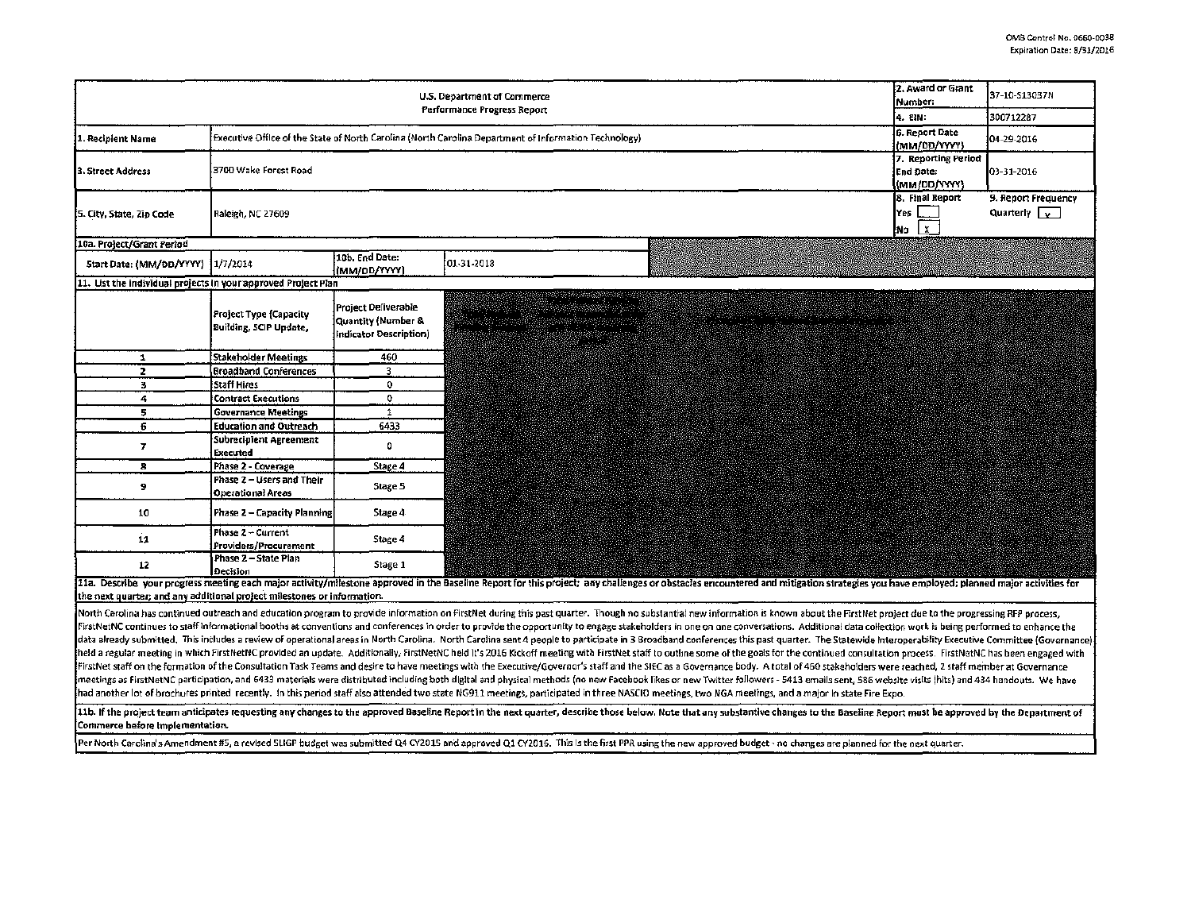OMB Control No. 0660-0038
Expiration Date: 8/31/2016

| U.S. Department of Commerce Performance Progress Report | | 2. Award or Grant Number: | 37-10-S13037N |
|---|---|---|---|
| | | 4. EIN: | 300712287 |
| 1. Recipient Name | Executive Office of the State of North Carolina (North Carolina Department of Information Technology) | 6. Report Date (MM/DD/YYYY) | 04-29-2016 |
| 3. Street Address | 3700 Wake Forest Road | 7. Reporting Period End Date: (MM/DD/YYYY) | 03-31-2016 |
| 5. City, State, Zip Code | Raleigh, NC 27609 | 8. Final Report Yes [ ] No [X] | 9. Report Frequency Quarterly [X] |

**10a. Project/Grant Period**

| Start Date: (MM/DD/YYYY) | 1/7/2014 | 10b. End Date: (MM/DD/YYYY) | 01-31-2018 |
|---|---|---|---|

**11. List the individual projects in your approved Project Plan**

| | Project Type (Capacity Building, SCIP Update, | Project Deliverable Quantity (Number & Indicator Description) |
|---|---|---|
| 1 | Stakeholder Meetings | 460 |
| 2 | Broadband Conferences | 3 |
| 3 | Staff Hires | 0 |
| 4 | Contract Executions | 0 |
| 5 | Governance Meetings | 1 |
| 6 | Education and Outreach | 6433 |
| 7 | Subrecipient Agreement Executed | 0 |
| 8 | Phase 2 - Coverage | Stage 4 |
| 9 | Phase 2 – Users and Their Operational Areas | Stage 5 |
| 10 | Phase 2 – Capacity Planning | Stage 4 |
| 11 | Phase 2 – Current Providers/Procurement | Stage 4 |
| 12 | Phase 2 – State Plan Decision | Stage 1 |

**11a. Describe your progress meeting each major activity/milestone approved in the Baseline Report for this project; any challenges or obstacles encountered and mitigation strategies you have employed; planned major activities for the next quarter; and any additional project milestones or information.**

North Carolina has continued outreach and education program to provide information on FirstNet during this past quarter. Though no substantial new information is known about the FirstNet project due to the progressing RFP process, FirstNetNC continues to staff informational booths at conventions and conferences in order to provide the opportunity to engage stakeholders in one on one conversations. Additional data collection work is being performed to enhance the data already submitted. This includes a review of operational areas in North Carolina. North Carolina sent 4 people to participate in 3 Broadband conferences this past quarter. The Statewide Interoperability Executive Committee (Governance) held a regular meeting in which FirstNetNC provided an update. Additionally, FirstNetNC held it's 2016 Kickoff meeting with FirstNet staff to outline some of the goals for the continued consultation process. FirstNetNC has been engaged with FirstNet staff on the formation of the Consultation Task Teams and desire to have meetings with the Executive/Governor's staff and the SIEC as a Governance body. A total of 460 stakeholders were reached, 2 staff member at Governance meetings as FirstNetNC participation, and 6433 materials were distributed including both digital and physical methods (no new Facebook likes or new Twitter followers - 5413 emails sent, 586 website visits (hits) and 434 handouts. We have had another lot of brochures printed recently. In this period staff also attended two state NG911 meetings, participated in three NASCIO meetings, two NGA meetings, and a major in state Fire Expo.

**11b. If the project team anticipates requesting any changes to the approved Baseline Report in the next quarter, describe those below. Note that any substantive changes to the Baseline Report must be approved by the Department of Commerce before implementation.**

Per North Carolina's Amendment #5, a revised SLIGP budget was submitted Q4 CY2015 and approved Q1 CY2016. This is the first PPR using the new approved budget - no changes are planned for the next quarter.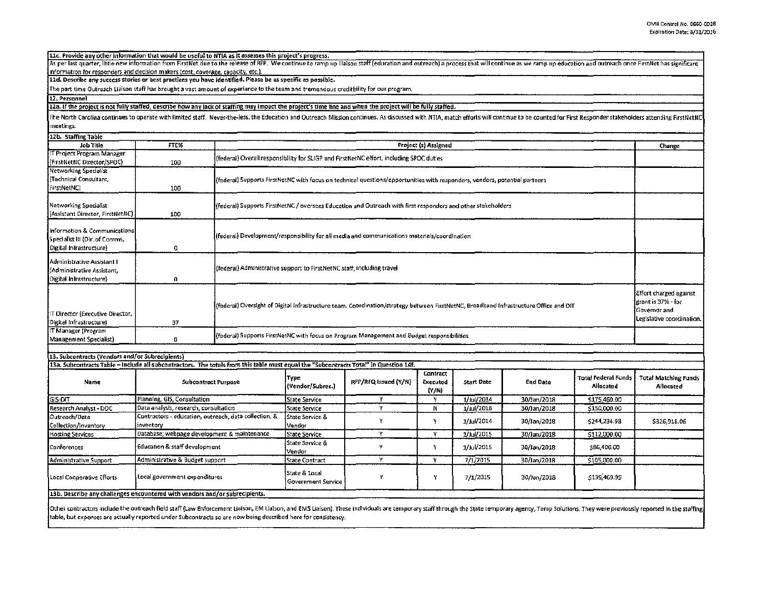**11c. Provide any other information that would be useful to NTIA as it assesses this project's progress.**

As per last quarter, little new information from FirstNet due to the release of RFP. We continue to ramp up Liaison staff (education and outreach) a process that will continue as we ramp up education and outreach once FirstNet has significant information for responders and decision makers (cost, coverage, capacity, etc.).

**11d. Describe any success stories or best practices you have identified. Please be as specific as possible.**

The part time Outreach Liaison staff has brought a vast amount of experiance to the team and tremendous creditbility for our program.

**12. Personnel**

**12a. If the project is not fully staffed, describe how any lack of staffing may impact the project's time line and when the project will be fully staffed.**

The North Carolina continues to operate with limited staff. Never-the-less, the Education and Outreach Mission continues. As discussed with NTIA, match efforts will continue to be counted for First Responder stakeholders attending FirstNetNC meetings.

**12b. Staffing Table**

| Job Title | FTE% | Project (s) Assigned | Change |
|---|---|---|---|
| IT Project Program Manager (FirstNetNC Director/SPOC) | 100 | (federal) Overall responsibility for SLIGP and FirstNetNC effort, including SPOC duties | |
| Networking Specialist (Technical Consultant, FirstNetNC) | 100 | (federal) Supports FirstNetNC with focus on technical questions/opportunities with responders, vendors, potential partners | |
| Networking Specialist (Assistant Director, FirstNetNC) | 100 | (federal) Supports FirstNetNC / oversees Education and Outreach with first responders and other stakeholders | |
| Information & Communications Specialist III (Dir. of Comms, Digital Infrastructure) | 0 | (federal) Development/responsibility for all media and communications materials/coordination | |
| Administrative Assistant I (Administrative Assistant, Digital Infrastructure) | 0 | (federal) Administrative support to FirstNetNC staff, including travel | |
| IT Director (Executive Director, Digital Infrastructure) | 37 | (federal) Oversight of Digital Infrastructure team. Coordination/strategy between FirstNetNC, Broadband Infrastructure Office and DIT | Effort charged against grant is 37% - for Governor and Legislative coordination. |
| IT Manager (Program Management Specialist) | 0 | (federal) Supports FirstNetNC with focus on Program Management and Budget responsibilities | |

**13. Subcontracts (Vendors and/or Subrecipients)**

**13a. Subcontracts Table – Include all subcontractors. The totals from this table must equal the "Subcontracts Total" in Question 14f.**

| Name | Subcontract Purpose | Type (Vendor/Subrec.) | RFP/RFQ Issued (Y/N) | Contract Executed (Y/N) | Start Date | End Date | Total Federal Funds Allocated | Total Matching Funds Allocated |
|---|---|---|---|---|---|---|---|---|
| GIS-DIT | Planning, GIS, Consultation | State Service | Y | Y | 1/Jul/2014 | 30/Jan/2018 | $175,460.00 | |
| Research Analyst - DOC | Data analysis, research, consultation | State Service | Y | N | 1/Jul/2016 | 30/Jan/2018 | $150,000.00 | |
| Outreach/Data Collection/Inventory | Contractors - education, outreach, data collection, & inventory | State Service & Vendor | Y | Y | 1/Jul/2014 | 30/Jan/2018 | $244,234.98 | $326,918.06 |
| Hosting Services | Database; webpage development & maintenance | State Service | Y | Y | 1/Jul/2015 | 30/Jan/2018 | $112,000.00 | |
| Conferences | Education & staff development | State Service & Vendor | Y | Y | 1/Jul/2015 | 30/Jan/2018 | $86,400.00 | |
| Administrative Support | Administrative & Budget support | State Contract | Y | Y | 7/1/2015 | 30/Jan/2018 | $105,000.00 | |
| Local Cooperative Efforts | Local government expenditures | State & Local Government Service | Y | Y | 7/1/2015 | 30/Jan/2018 | $135,469.99 | |

**13b. Describe any challenges encountered with vendors and/or subrecipients.**

Other contractors include the outreach field staff (Law Enforcement Liaison, EM Liaison, and EMS Liaison). These individuals are temporary staff through the State temporary agency, Temp Solutions. They were previously reported in the staffing table, but expenses are actually reported under Subcontracts so are now being described here for consistency.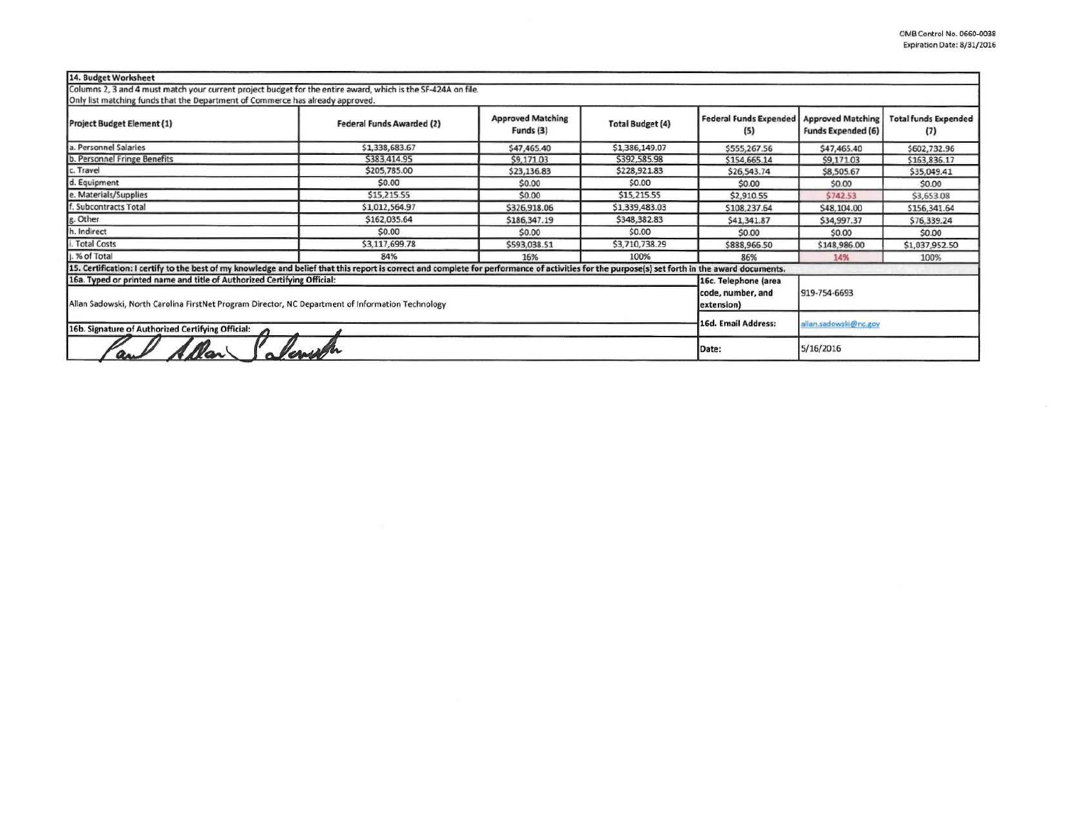OMB Control No. 0660-0038
Expiration Date: 8/31/2016

**14. Budget Worksheet**

Columns 2, 3 and 4 must match your current project budget for the entire award, which is the SF-424A on file.
Only list matching funds that the Department of Commerce has already approved.

| Project Budget Element (1) | Federal Funds Awarded (2) | Approved Matching Funds (3) | Total Budget (4) | Federal Funds Expended (5) | Approved Matching Funds Expended (6) | Total funds Expended (7) |
|---|---|---|---|---|---|---|
| a. Personnel Salaries | $1,338,683.67 | $47,465.40 | $1,386,149.07 | $555,267.56 | $47,465.40 | $602,732.96 |
| b. Personnel Fringe Benefits | $383,414.95 | $9,171.03 | $392,585.98 | $154,665.14 | $9,171.03 | $163,836.17 |
| c. Travel | $205,785.00 | $23,136.83 | $228,921.83 | $26,543.74 | $8,505.67 | $35,049.41 |
| d. Equipment | $0.00 | $0.00 | $0.00 | $0.00 | $0.00 | $0.00 |
| e. Materials/Supplies | $15,215.55 | $0.00 | $15,215.55 | $2,910.55 | $742.53 | $3,653.08 |
| f. Subcontracts Total | $1,012,564.97 | $326,918.06 | $1,339,483.03 | $108,237.64 | $48,104.00 | $156,341.64 |
| g. Other | $162,035.64 | $186,347.19 | $348,382.83 | $41,341.87 | $34,997.37 | $76,339.24 |
| h. Indirect | $0.00 | $0.00 | $0.00 | $0.00 | $0.00 | $0.00 |
| i. Total Costs | $3,117,699.78 | $593,038.51 | $3,710,738.29 | $888,966.50 | $148,986.00 | $1,037,952.50 |
| j. % of Total | 84% | 16% | 100% | 86% | 14% | 100% |

**15. Certification:** I certify to the best of my knowledge and belief that this report is correct and complete for performance of activities for the purpose(s) set forth in the award documents.

**16a. Typed or printed name and title of Authorized Certifying Official:**
Allan Sadowski, North Carolina FirstNet Program Director, NC Department of Information Technology

**16c. Telephone (area code, number, and extension):** 919-754-6693

**16d. Email Address:** allan.sadowski@nc.gov

**16b. Signature of Authorized Certifying Official:** Paul Allan Sadowski

**Date:** 5/16/2016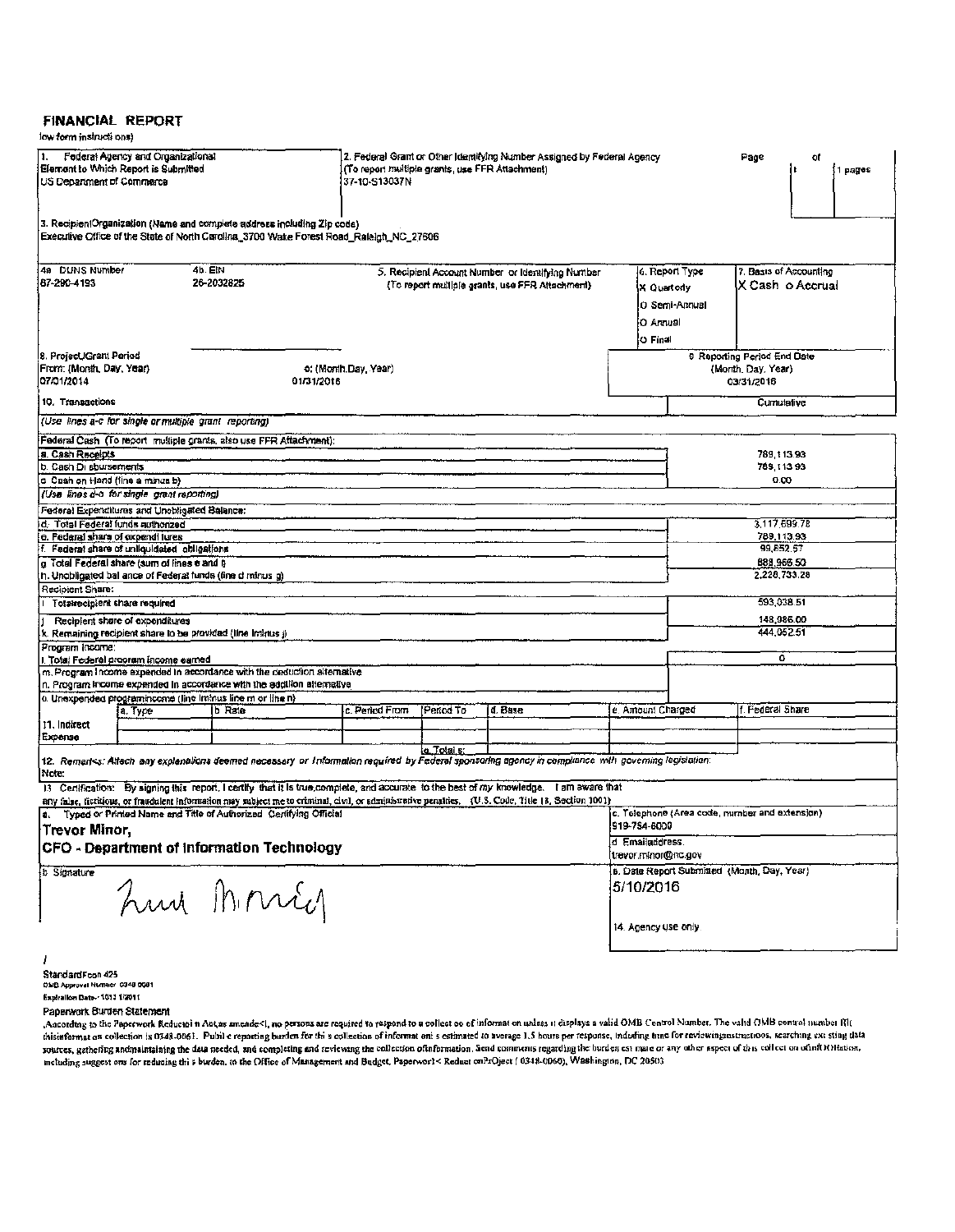## FINANCIAL REPORT

(Follow form instructions)

| | | |
|---|---|---|
| 1. Federal Agency and Organizational Element to Which Report is Submitted<br>US Department of Commerce | 2. Federal Grant or Other Identifying Number Assigned by Federal Agency (To report multiple grants, use FFR Attachment)<br>37-10-S13037N | Page 1 of 1 pages |

3. Recipient Organization (Name and complete address including Zip code)
Executive Office of the State of North Carolina_3700 Wake Forest Road_Raleigh_NC_27609

| 4a. DUNS Number | 4b. EIN | 5. Recipient Account Number or Identifying Number (To report multiple grants, use FFR Attachment) | 6. Report Type | 7. Basis of Accounting |
|---|---|---|---|---|
| 87-290-4193 | 26-2032825 | | X Quarterly<br>O Semi-Annual<br>O Annual<br>O Final | X Cash o Accrual |

| 8. Project/Grant Period | | 9. Reporting Period End Date (Month, Day, Year) |
|---|---|---|
| From: (Month, Day, Year)<br>07/01/2014 | To: (Month, Day, Year)<br>01/31/2018 | 03/31/2016 |

| 10. Transactions | Cumulative |
|---|---|
| *(Use lines a-c for single or multiple grant reporting)* | |
| Federal Cash (To report multiple grants, also use FFR Attachment): | |
| a. Cash Receipts | 789,113.93 |
| b. Cash Disbursements | 789,113.93 |
| c. Cash on Hand (line a minus b) | 0.00 |
| *(Use lines d-o for single grant reporting)* | |
| Federal Expenditures and Unobligated Balance: | |
| d. Total Federal funds authorized | 3,117,699.78 |
| e. Federal share of expenditures | 789,113.93 |
| f. Federal share of unliquidated obligations | 99,852.57 |
| g. Total Federal share (sum of lines e and f) | 888,966.50 |
| h. Unobligated balance of Federal funds (line d minus g) | 2,228,733.28 |
| Recipient Share: | |
| i. Total recipient share required | 593,038.51 |
| j. Recipient share of expenditures | 148,986.00 |
| k. Remaining recipient share to be provided (line i minus j) | 444,052.51 |
| Program Income: | |
| l. Total Federal program income earned | 0 |
| m. Program income expended in accordance with the deduction alternative | |
| n. Program income expended in accordance with the addition alternative | |
| o. Unexpended program income (line l minus line m or line n) | |

| 11. Indirect Expense | a. Type | b. Rate | c. Period From | Period To | d. Base | e. Amount Charged | f. Federal Share |
|---|---|---|---|---|---|---|---|
| | | | | | | | |
| | | | | g. Totals: | | | |

12. Remarks: Attach any explanations deemed necessary or information required by Federal sponsoring agency in compliance with governing legislation.
Note:

13. Certification: By signing this report, I certify that it is true, complete, and accurate to the best of my knowledge. I am aware that any false, fictitious, or fraudulent information may subject me to criminal, civil, or administrative penalties. (U.S. Code, Title 18, Section 1001)

| | |
|---|---|
| a. Typed or Printed Name and Title of Authorized Certifying Official<br>**Trevor Minor,**<br>**CFO - Department of Information Technology** | c. Telephone (Area code, number and extension)<br>919-754-6000<br>d. Email address<br>trevor.minor@nc.gov |
| b. Signature<br>*[signature]* | e. Date Report Submitted (Month, Day, Year)<br>5/10/2016<br>14. Agency use only |

Standard Form 425
OMB Approval Number: 0348-0061
Expiration Date: 10/31/2011

Paperwork Burden Statement

According to the Paperwork Reduction Act, as amended, no persons are required to respond to a collection of information unless it displays a valid OMB Control Number. The valid OMB control number for this information collection is 0348-0061. Public reporting burden for this collection of information is estimated to average 1.5 hours per response, including time for reviewing instructions, searching existing data sources, gathering and maintaining the data needed, and completing and reviewing the collection of information. Send comments regarding the burden estimate or any other aspect of this collection of information, including suggestions for reducing this burden, to the Office of Management and Budget, Paperwork Reduction Project (0348-0060), Washington, DC 20503